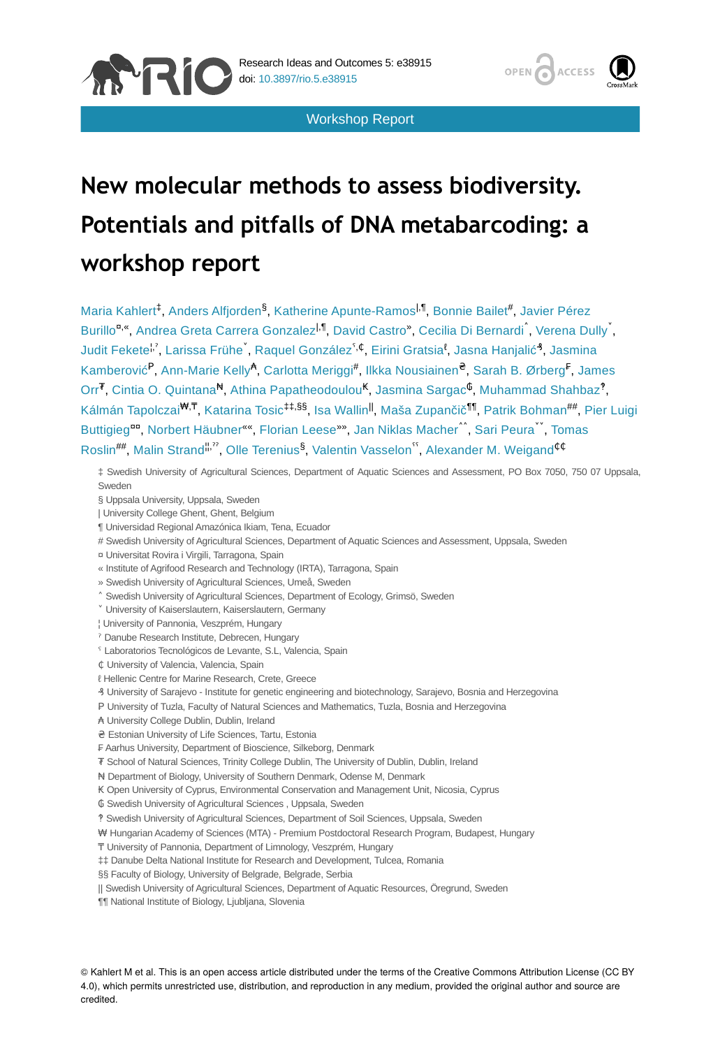Research Ideas and Outcomes 5: e38915
doi: 10.3897/rio.5.e38915

Workshop Report

# New molecular methods to assess biodiversity. Potentials and pitfalls of DNA metabarcoding: a workshop report

Maria Kahlert[‡], Anders Alfjorden[§], Katherine Apunte-Ramos[|,¶], Bonnie Bailet[#], Javier Pérez Burillo[¤,«], Andrea Greta Carrera Gonzalez[|,¶], David Castro[»], Cecilia Di Bernardi[˄], Verena Dully[˅], Judit Fekete[¦,ˀ], Larissa Frühe[˅], Raquel González[ˁ,₵], Eirini Gratsia[ℓ], Jasna Hanjalić[₰], Jasmina Kamberović[₱], Ann-Marie Kelly[₳], Carlotta Meriggi[#], Ilkka Nousiainen[₴], Sarah B. Ørberg[₣], James Orr[₮], Cintia O. Quintana[₦], Athina Papatheodoulou[₭], Jasmina Sargac[₲], Muhammad Shahbaz[‽], Kálmán Tapolczai[₩,₸], Katarina Tosic[‡‡,§§], Isa Wallin[||], Maša Zupančič[¶¶], Patrik Bohman[##], Pier Luigi Buttigieg[¤¤], Norbert Häubner[««], Florian Leese[»»], Jan Niklas Macher[˄˄], Sari Peura[˅˅], Tomas Roslin[##], Malin Strand[¦¦,ˀˀ], Olle Terenius[§], Valentin Vasselon[ˁˁ], Alexander M. Weigand[₵₵]

‡ Swedish University of Agricultural Sciences, Department of Aquatic Sciences and Assessment, PO Box 7050, 750 07 Uppsala, Sweden
§ Uppsala University, Uppsala, Sweden
| University College Ghent, Ghent, Belgium
¶ Universidad Regional Amazónica Ikiam, Tena, Ecuador
# Swedish University of Agricultural Sciences, Department of Aquatic Sciences and Assessment, Uppsala, Sweden
¤ Universitat Rovira i Virgili, Tarragona, Spain
« Institute of Agrifood Research and Technology (IRTA), Tarragona, Spain
» Swedish University of Agricultural Sciences, Umeå, Sweden
˄ Swedish University of Agricultural Sciences, Department of Ecology, Grimsö, Sweden
˅ University of Kaiserslautern, Kaiserslautern, Germany
¦ University of Pannonia, Veszprém, Hungary
ˀ Danube Research Institute, Debrecen, Hungary
ˁ Laboratorios Tecnológicos de Levante, S.L, Valencia, Spain
₵ University of Valencia, Valencia, Spain
ℓ Hellenic Centre for Marine Research, Crete, Greece
₰ University of Sarajevo - Institute for genetic engineering and biotechnology, Sarajevo, Bosnia and Herzegovina
₱ University of Tuzla, Faculty of Natural Sciences and Mathematics, Tuzla, Bosnia and Herzegovina
₳ University College Dublin, Dublin, Ireland
₴ Estonian University of Life Sciences, Tartu, Estonia
₣ Aarhus University, Department of Bioscience, Silkeborg, Denmark
₮ School of Natural Sciences, Trinity College Dublin, The University of Dublin, Dublin, Ireland
₦ Department of Biology, University of Southern Denmark, Odense M, Denmark
₭ Open University of Cyprus, Environmental Conservation and Management Unit, Nicosia, Cyprus
₲ Swedish University of Agricultural Sciences , Uppsala, Sweden
‽ Swedish University of Agricultural Sciences, Department of Soil Sciences, Uppsala, Sweden
₩ Hungarian Academy of Sciences (MTA) - Premium Postdoctoral Research Program, Budapest, Hungary
₸ University of Pannonia, Department of Limnology, Veszprém, Hungary
‡‡ Danube Delta National Institute for Research and Development, Tulcea, Romania
§§ Faculty of Biology, University of Belgrade, Belgrade, Serbia
|| Swedish University of Agricultural Sciences, Department of Aquatic Resources, Öregrund, Sweden
¶¶ National Institute of Biology, Ljubljana, Slovenia

© Kahlert M et al. This is an open access article distributed under the terms of the Creative Commons Attribution License (CC BY 4.0), which permits unrestricted use, distribution, and reproduction in any medium, provided the original author and source are credited.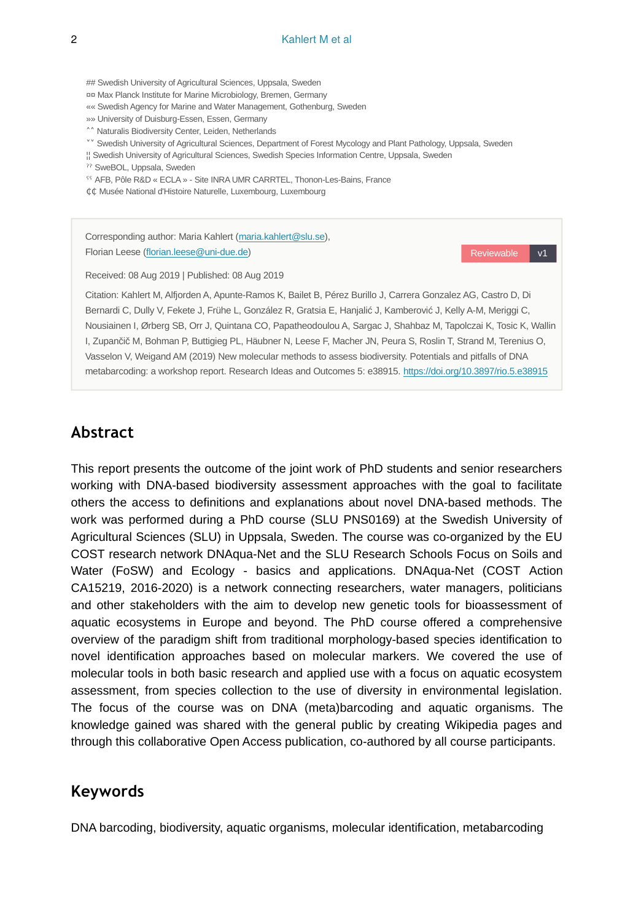## Swedish University of Agricultural Sciences, Uppsala, Sweden
¤¤ Max Planck Institute for Marine Microbiology, Bremen, Germany
«« Swedish Agency for Marine and Water Management, Gothenburg, Sweden
»» University of Duisburg-Essen, Essen, Germany
˄˄ Naturalis Biodiversity Center, Leiden, Netherlands
˅˅ Swedish University of Agricultural Sciences, Department of Forest Mycology and Plant Pathology, Uppsala, Sweden
¦¦ Swedish University of Agricultural Sciences, Swedish Species Information Centre, Uppsala, Sweden
ˀˀ SweBOL, Uppsala, Sweden
ˁˁ AFB, Pôle R&D « ECLA » - Site INRA UMR CARRTEL, Thonon-Les-Bains, France
₵₵ Musée National d'Histoire Naturelle, Luxembourg, Luxembourg

Corresponding author: Maria Kahlert (maria.kahlert@slu.se), Florian Leese (florian.leese@uni-due.de)

Reviewable v1

Received: 08 Aug 2019 | Published: 08 Aug 2019

Citation: Kahlert M, Alfjorden A, Apunte-Ramos K, Bailet B, Pérez Burillo J, Carrera Gonzalez AG, Castro D, Di Bernardi C, Dully V, Fekete J, Frühe L, González R, Gratsia E, Hanjalić J, Kamberović J, Kelly A-M, Meriggi C, Nousiainen I, Ørberg SB, Orr J, Quintana CO, Papatheodoulou A, Sargac J, Shahbaz M, Tapolczai K, Tosic K, Wallin I, Zupančič M, Bohman P, Buttigieg PL, Häubner N, Leese F, Macher JN, Peura S, Roslin T, Strand M, Terenius O, Vasselon V, Weigand AM (2019) New molecular methods to assess biodiversity. Potentials and pitfalls of DNA metabarcoding: a workshop report. Research Ideas and Outcomes 5: e38915. https://doi.org/10.3897/rio.5.e38915

## Abstract

This report presents the outcome of the joint work of PhD students and senior researchers working with DNA-based biodiversity assessment approaches with the goal to facilitate others the access to definitions and explanations about novel DNA-based methods. The work was performed during a PhD course (SLU PNS0169) at the Swedish University of Agricultural Sciences (SLU) in Uppsala, Sweden. The course was co-organized by the EU COST research network DNAqua-Net and the SLU Research Schools Focus on Soils and Water (FoSW) and Ecology - basics and applications. DNAqua-Net (COST Action CA15219, 2016-2020) is a network connecting researchers, water managers, politicians and other stakeholders with the aim to develop new genetic tools for bioassessment of aquatic ecosystems in Europe and beyond. The PhD course offered a comprehensive overview of the paradigm shift from traditional morphology-based species identification to novel identification approaches based on molecular markers. We covered the use of molecular tools in both basic research and applied use with a focus on aquatic ecosystem assessment, from species collection to the use of diversity in environmental legislation. The focus of the course was on DNA (meta)barcoding and aquatic organisms. The knowledge gained was shared with the general public by creating Wikipedia pages and through this collaborative Open Access publication, co-authored by all course participants.

## Keywords

DNA barcoding, biodiversity, aquatic organisms, molecular identification, metabarcoding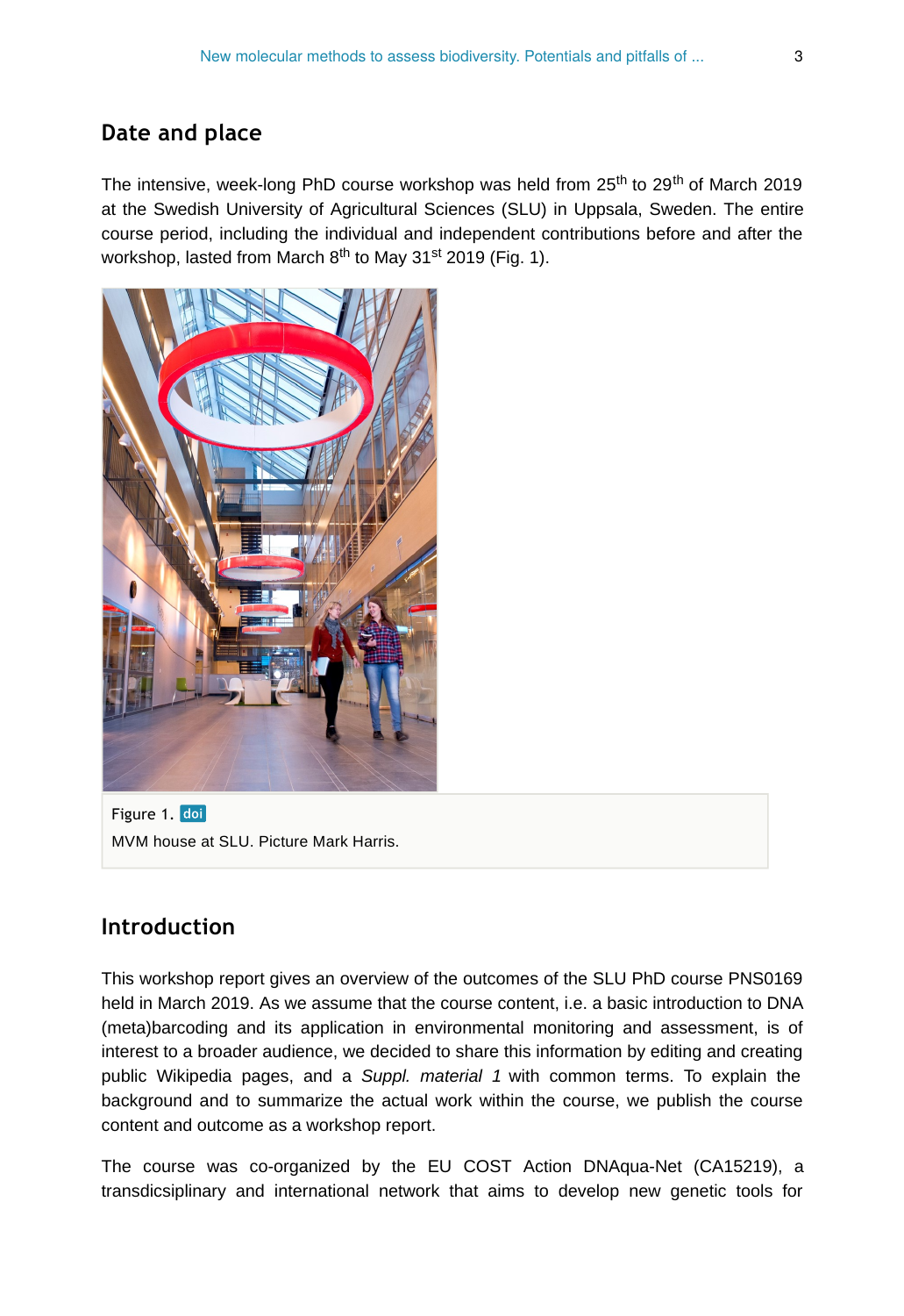## Date and place

The intensive, week-long PhD course workshop was held from 25th to 29th of March 2019 at the Swedish University of Agricultural Sciences (SLU) in Uppsala, Sweden. The entire course period, including the individual and independent contributions before and after the workshop, lasted from March 8th to May 31st 2019 (Fig. 1).

Figure 1. doi

MVM house at SLU. Picture Mark Harris.

## Introduction

This workshop report gives an overview of the outcomes of the SLU PhD course PNS0169 held in March 2019. As we assume that the course content, i.e. a basic introduction to DNA (meta)barcoding and its application in environmental monitoring and assessment, is of interest to a broader audience, we decided to share this information by editing and creating public Wikipedia pages, and a *Suppl. material 1* with common terms. To explain the background and to summarize the actual work within the course, we publish the course content and outcome as a workshop report.

The course was co-organized by the EU COST Action DNAqua-Net (CA15219), a transdicsiplinary and international network that aims to develop new genetic tools for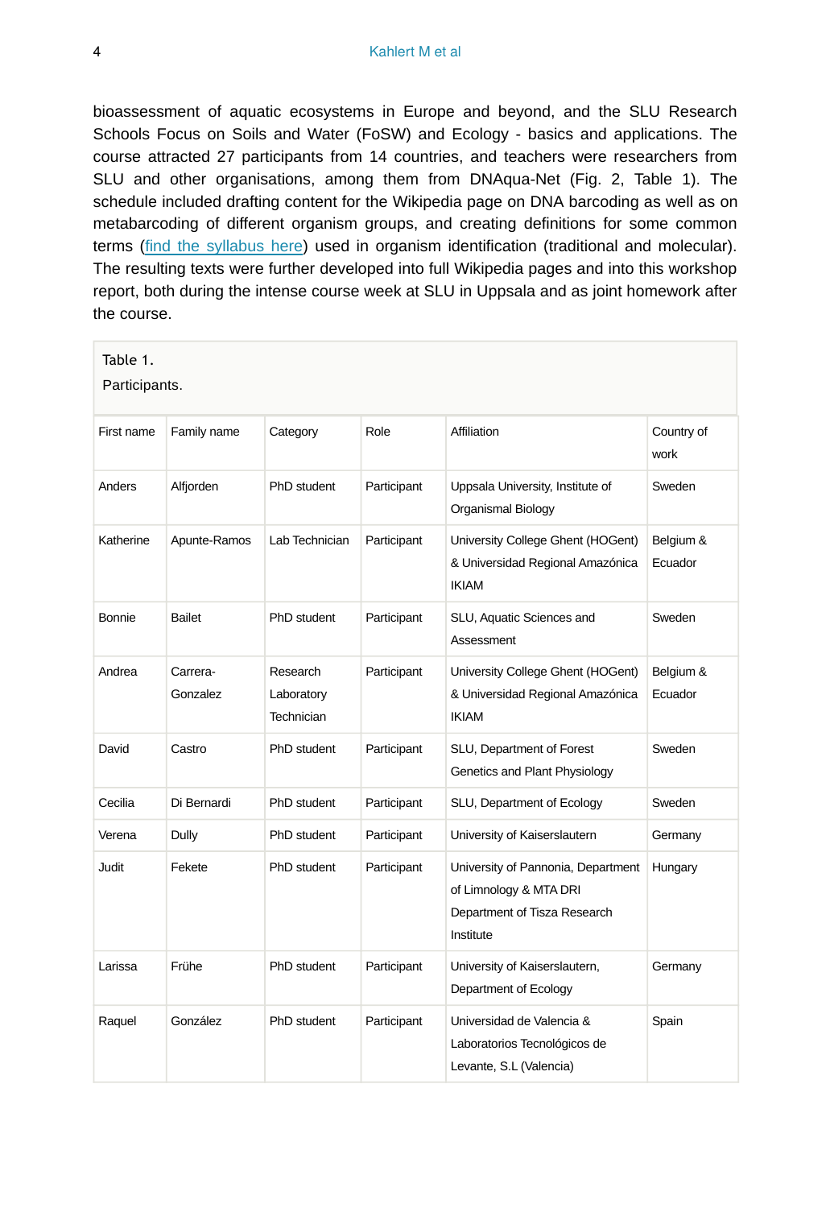bioassessment of aquatic ecosystems in Europe and beyond, and the SLU Research Schools Focus on Soils and Water (FoSW) and Ecology - basics and applications. The course attracted 27 participants from 14 countries, and teachers were researchers from SLU and other organisations, among them from DNAqua-Net (Fig. 2, Table 1). The schedule included drafting content for the Wikipedia page on DNA barcoding as well as on metabarcoding of different organism groups, and creating definitions for some common terms (find the syllabus here) used in organism identification (traditional and molecular). The resulting texts were further developed into full Wikipedia pages and into this workshop report, both during the intense course week at SLU in Uppsala and as joint homework after the course.

Table 1.

Participants.

| First name | Family name | Category | Role | Affiliation | Country of work |
|---|---|---|---|---|---|
| Anders | Alfjorden | PhD student | Participant | Uppsala University, Institute of Organismal Biology | Sweden |
| Katherine | Apunte-Ramos | Lab Technician | Participant | University College Ghent (HOGent) & Universidad Regional Amazónica IKIAM | Belgium & Ecuador |
| Bonnie | Bailet | PhD student | Participant | SLU, Aquatic Sciences and Assessment | Sweden |
| Andrea | Carrera-Gonzalez | Research Laboratory Technician | Participant | University College Ghent (HOGent) & Universidad Regional Amazónica IKIAM | Belgium & Ecuador |
| David | Castro | PhD student | Participant | SLU, Department of Forest Genetics and Plant Physiology | Sweden |
| Cecilia | Di Bernardi | PhD student | Participant | SLU, Department of Ecology | Sweden |
| Verena | Dully | PhD student | Participant | University of Kaiserslautern | Germany |
| Judit | Fekete | PhD student | Participant | University of Pannonia, Department of Limnology & MTA DRI Department of Tisza Research Institute | Hungary |
| Larissa | Frühe | PhD student | Participant | University of Kaiserslautern, Department of Ecology | Germany |
| Raquel | González | PhD student | Participant | Universidad de Valencia & Laboratorios Tecnológicos de Levante, S.L (Valencia) | Spain |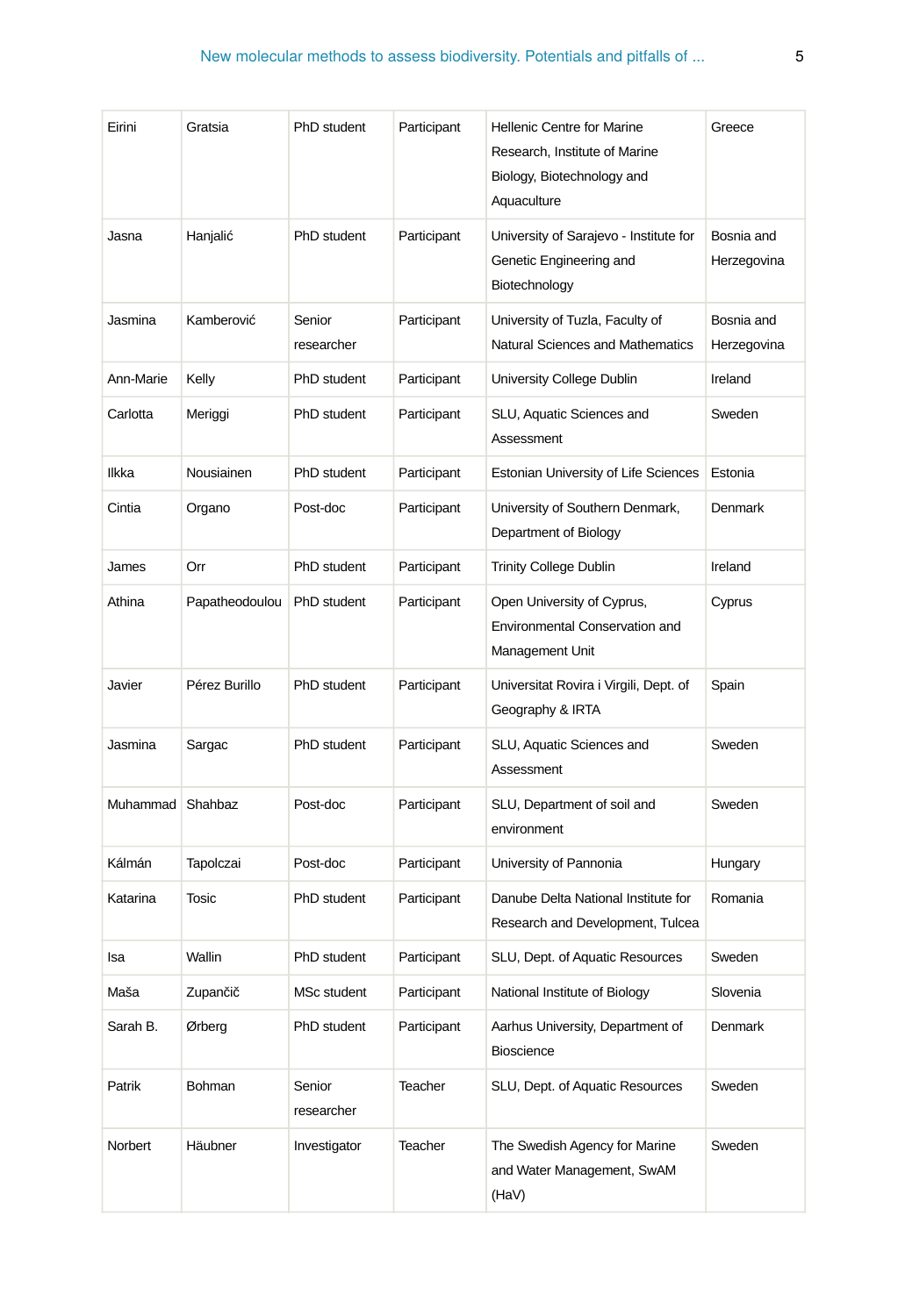| Eirini | Gratsia | PhD student | Participant | Hellenic Centre for Marine Research, Institute of Marine Biology, Biotechnology and Aquaculture | Greece |
|---|---|---|---|---|---|
| Jasna | Hanjalić | PhD student | Participant | University of Sarajevo - Institute for Genetic Engineering and Biotechnology | Bosnia and Herzegovina |
| Jasmina | Kamberović | Senior researcher | Participant | University of Tuzla, Faculty of Natural Sciences and Mathematics | Bosnia and Herzegovina |
| Ann-Marie | Kelly | PhD student | Participant | University College Dublin | Ireland |
| Carlotta | Meriggi | PhD student | Participant | SLU, Aquatic Sciences and Assessment | Sweden |
| Ilkka | Nousiainen | PhD student | Participant | Estonian University of Life Sciences | Estonia |
| Cintia | Organo | Post-doc | Participant | University of Southern Denmark, Department of Biology | Denmark |
| James | Orr | PhD student | Participant | Trinity College Dublin | Ireland |
| Athina | Papatheodoulou | PhD student | Participant | Open University of Cyprus, Environmental Conservation and Management Unit | Cyprus |
| Javier | Pérez Burillo | PhD student | Participant | Universitat Rovira i Virgili, Dept. of Geography & IRTA | Spain |
| Jasmina | Sargac | PhD student | Participant | SLU, Aquatic Sciences and Assessment | Sweden |
| Muhammad | Shahbaz | Post-doc | Participant | SLU, Department of soil and environment | Sweden |
| Kálmán | Tapolczai | Post-doc | Participant | University of Pannonia | Hungary |
| Katarina | Tosic | PhD student | Participant | Danube Delta National Institute for Research and Development, Tulcea | Romania |
| Isa | Wallin | PhD student | Participant | SLU, Dept. of Aquatic Resources | Sweden |
| Maša | Zupančič | MSc student | Participant | National Institute of Biology | Slovenia |
| Sarah B. | Ørberg | PhD student | Participant | Aarhus University, Department of Bioscience | Denmark |
| Patrik | Bohman | Senior researcher | Teacher | SLU, Dept. of Aquatic Resources | Sweden |
| Norbert | Häubner | Investigator | Teacher | The Swedish Agency for Marine and Water Management, SwAM (HaV) | Sweden |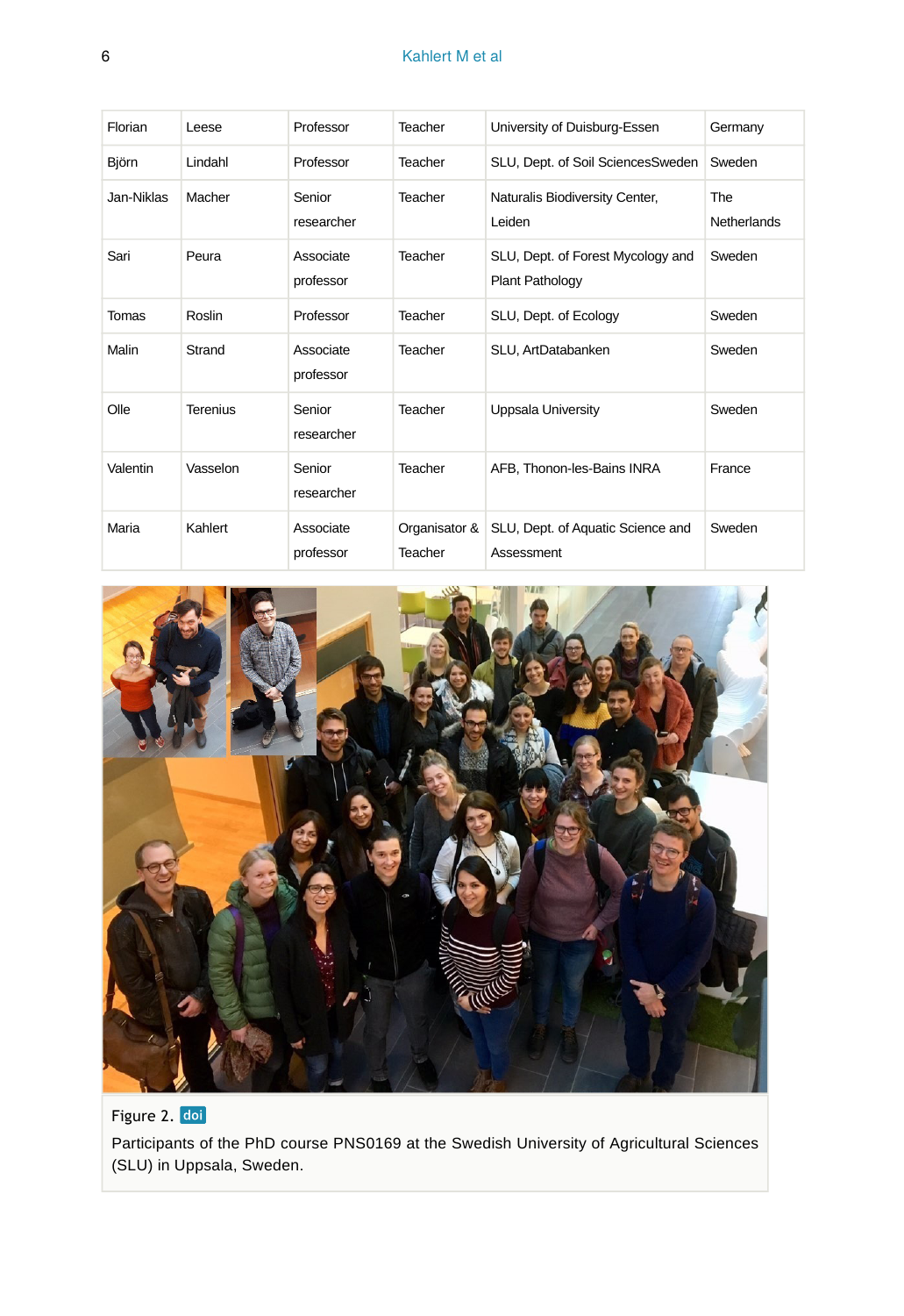| Florian | Leese | Professor | Teacher | University of Duisburg-Essen | Germany |
|---|---|---|---|---|---|
| Björn | Lindahl | Professor | Teacher | SLU, Dept. of Soil SciencesSweden | Sweden |
| Jan-Niklas | Macher | Senior researcher | Teacher | Naturalis Biodiversity Center, Leiden | The Netherlands |
| Sari | Peura | Associate professor | Teacher | SLU, Dept. of Forest Mycology and Plant Pathology | Sweden |
| Tomas | Roslin | Professor | Teacher | SLU, Dept. of Ecology | Sweden |
| Malin | Strand | Associate professor | Teacher | SLU, ArtDatabanken | Sweden |
| Olle | Terenius | Senior researcher | Teacher | Uppsala University | Sweden |
| Valentin | Vasselon | Senior researcher | Teacher | AFB, Thonon-les-Bains INRA | France |
| Maria | Kahlert | Associate professor | Organisator & Teacher | SLU, Dept. of Aquatic Science and Assessment | Sweden |

Figure 2. doi

Participants of the PhD course PNS0169 at the Swedish University of Agricultural Sciences (SLU) in Uppsala, Sweden.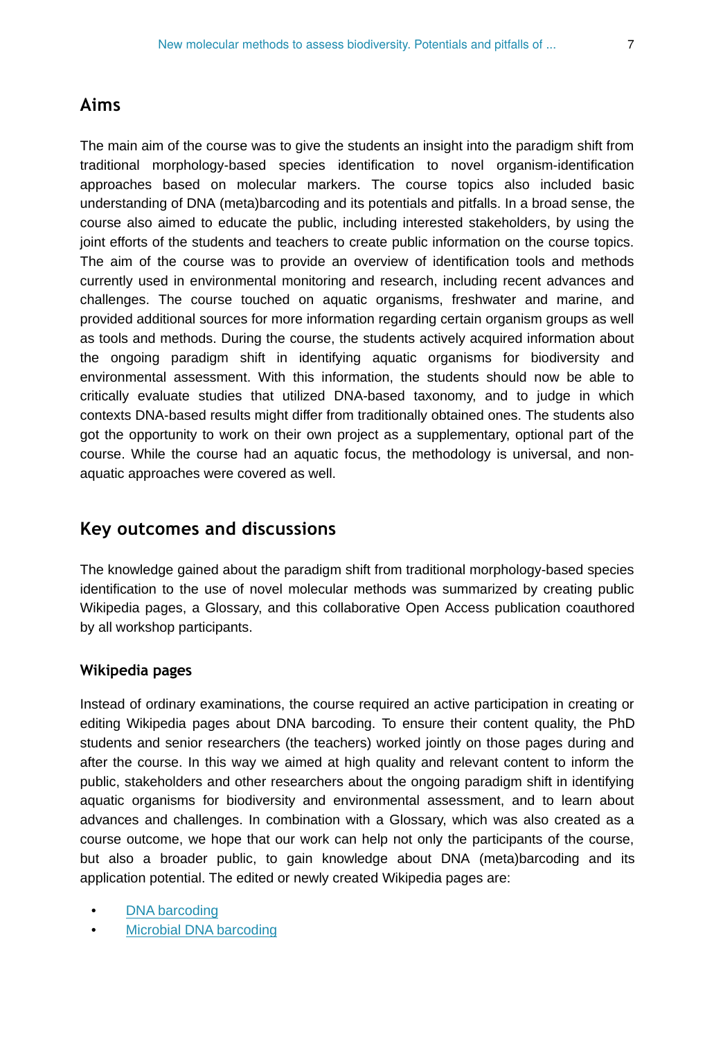## Aims

The main aim of the course was to give the students an insight into the paradigm shift from traditional morphology-based species identification to novel organism-identification approaches based on molecular markers. The course topics also included basic understanding of DNA (meta)barcoding and its potentials and pitfalls. In a broad sense, the course also aimed to educate the public, including interested stakeholders, by using the joint efforts of the students and teachers to create public information on the course topics. The aim of the course was to provide an overview of identification tools and methods currently used in environmental monitoring and research, including recent advances and challenges. The course touched on aquatic organisms, freshwater and marine, and provided additional sources for more information regarding certain organism groups as well as tools and methods. During the course, the students actively acquired information about the ongoing paradigm shift in identifying aquatic organisms for biodiversity and environmental assessment. With this information, the students should now be able to critically evaluate studies that utilized DNA-based taxonomy, and to judge in which contexts DNA-based results might differ from traditionally obtained ones. The students also got the opportunity to work on their own project as a supplementary, optional part of the course. While the course had an aquatic focus, the methodology is universal, and non-aquatic approaches were covered as well.

## Key outcomes and discussions

The knowledge gained about the paradigm shift from traditional morphology-based species identification to the use of novel molecular methods was summarized by creating public Wikipedia pages, a Glossary, and this collaborative Open Access publication coauthored by all workshop participants.

### Wikipedia pages

Instead of ordinary examinations, the course required an active participation in creating or editing Wikipedia pages about DNA barcoding. To ensure their content quality, the PhD students and senior researchers (the teachers) worked jointly on those pages during and after the course. In this way we aimed at high quality and relevant content to inform the public, stakeholders and other researchers about the ongoing paradigm shift in identifying aquatic organisms for biodiversity and environmental assessment, and to learn about advances and challenges. In combination with a Glossary, which was also created as a course outcome, we hope that our work can help not only the participants of the course, but also a broader public, to gain knowledge about DNA (meta)barcoding and its application potential. The edited or newly created Wikipedia pages are:

- DNA barcoding
- Microbial DNA barcoding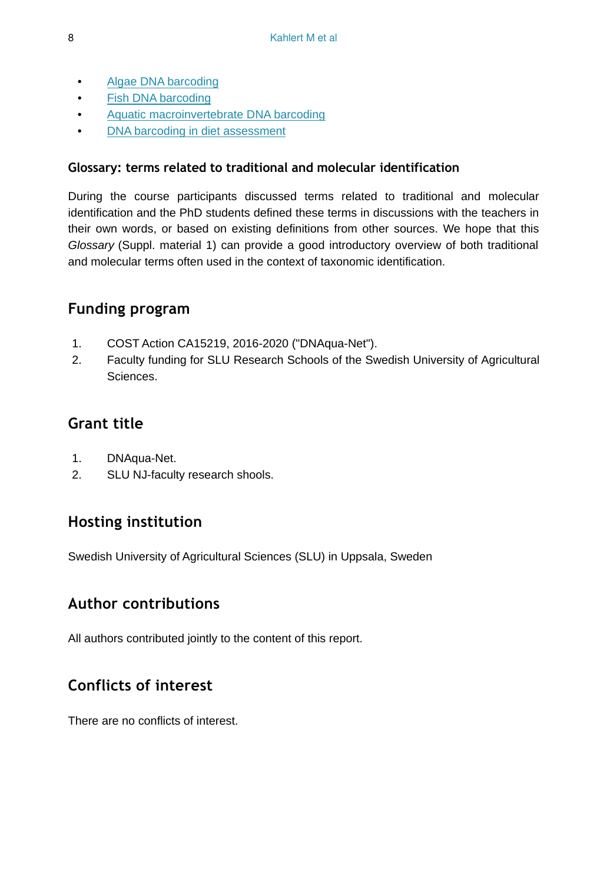- Algae DNA barcoding
- Fish DNA barcoding
- Aquatic macroinvertebrate DNA barcoding
- DNA barcoding in diet assessment

### Glossary: terms related to traditional and molecular identification

During the course participants discussed terms related to traditional and molecular identification and the PhD students defined these terms in discussions with the teachers in their own words, or based on existing definitions from other sources. We hope that this *Glossary* (Suppl. material 1) can provide a good introductory overview of both traditional and molecular terms often used in the context of taxonomic identification.

## Funding program

1. COST Action CA15219, 2016-2020 ("DNAqua-Net").
2. Faculty funding for SLU Research Schools of the Swedish University of Agricultural Sciences.

## Grant title

1. DNAqua-Net.
2. SLU NJ-faculty research shools.

## Hosting institution

Swedish University of Agricultural Sciences (SLU) in Uppsala, Sweden

## Author contributions

All authors contributed jointly to the content of this report.

## Conflicts of interest

There are no conflicts of interest.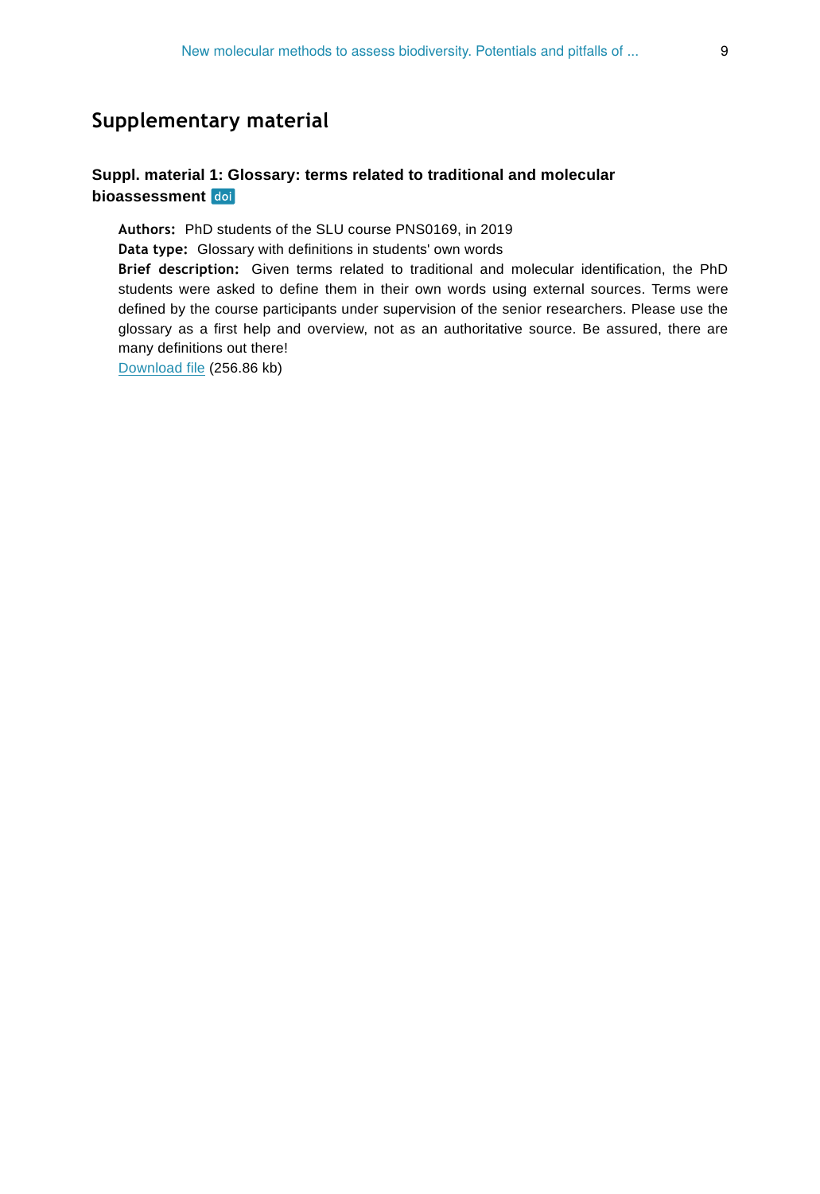## Supplementary material

### Suppl. material 1: Glossary: terms related to traditional and molecular bioassessment doi

**Authors:** PhD students of the SLU course PNS0169, in 2019

**Data type:** Glossary with definitions in students' own words

**Brief description:** Given terms related to traditional and molecular identification, the PhD students were asked to define them in their own words using external sources. Terms were defined by the course participants under supervision of the senior researchers. Please use the glossary as a first help and overview, not as an authoritative source. Be assured, there are many definitions out there!

Download file (256.86 kb)